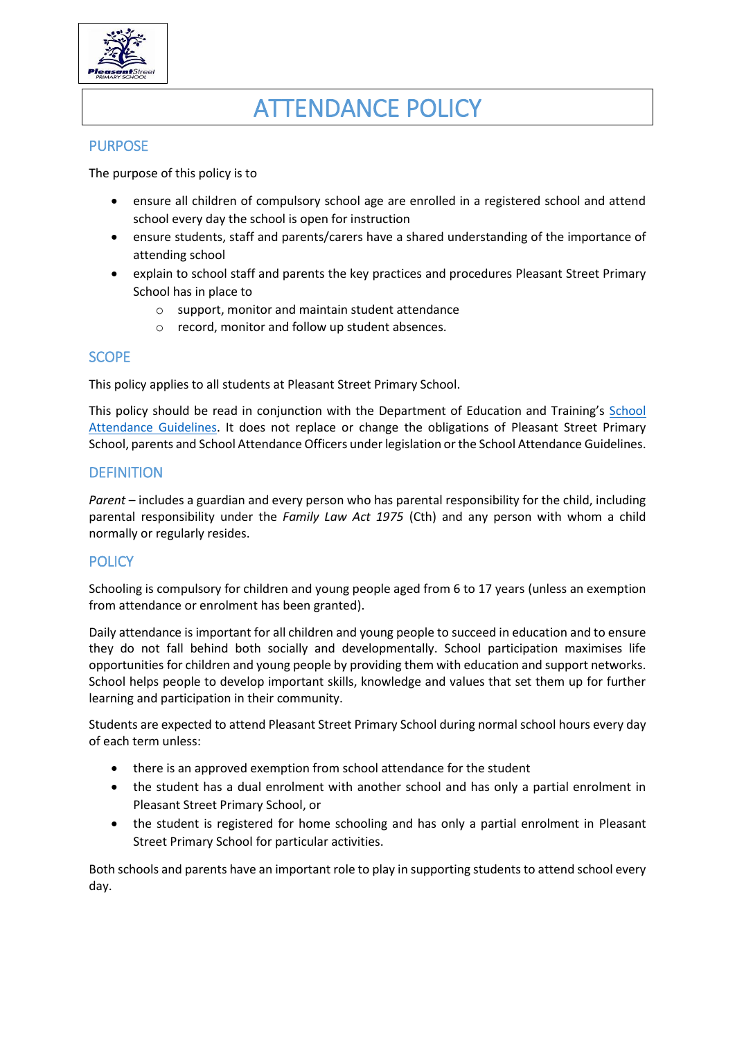# ATTENDANCE POLICY

## PURPOSE

The purpose of this policy is to

- ensure all children of compulsory school age are enrolled in a registered school and attend school every day the school is open for instruction
- ensure students, staff and parents/carers have a shared understanding of the importance of attending school
- explain to school staff and parents the key practices and procedures Pleasant Street Primary School has in place to
  - support, monitor and maintain student attendance
  - record, monitor and follow up student absences.

## SCOPE

This policy applies to all students at Pleasant Street Primary School.

This policy should be read in conjunction with the Department of Education and Training's School Attendance Guidelines. It does not replace or change the obligations of Pleasant Street Primary School, parents and School Attendance Officers under legislation or the School Attendance Guidelines.

## DEFINITION

*Parent* – includes a guardian and every person who has parental responsibility for the child, including parental responsibility under the *Family Law Act 1975* (Cth) and any person with whom a child normally or regularly resides.

## POLICY

Schooling is compulsory for children and young people aged from 6 to 17 years (unless an exemption from attendance or enrolment has been granted).

Daily attendance is important for all children and young people to succeed in education and to ensure they do not fall behind both socially and developmentally. School participation maximises life opportunities for children and young people by providing them with education and support networks. School helps people to develop important skills, knowledge and values that set them up for further learning and participation in their community.

Students are expected to attend Pleasant Street Primary School during normal school hours every day of each term unless:

- there is an approved exemption from school attendance for the student
- the student has a dual enrolment with another school and has only a partial enrolment in Pleasant Street Primary School, or
- the student is registered for home schooling and has only a partial enrolment in Pleasant Street Primary School for particular activities.

Both schools and parents have an important role to play in supporting students to attend school every day.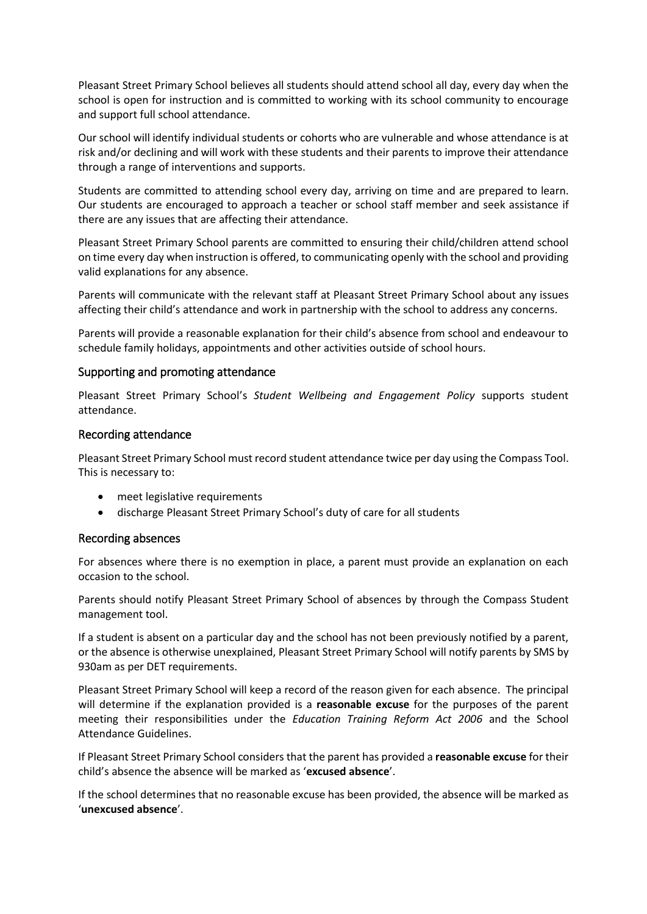Pleasant Street Primary School believes all students should attend school all day, every day when the school is open for instruction and is committed to working with its school community to encourage and support full school attendance.

Our school will identify individual students or cohorts who are vulnerable and whose attendance is at risk and/or declining and will work with these students and their parents to improve their attendance through a range of interventions and supports.

Students are committed to attending school every day, arriving on time and are prepared to learn. Our students are encouraged to approach a teacher or school staff member and seek assistance if there are any issues that are affecting their attendance.

Pleasant Street Primary School parents are committed to ensuring their child/children attend school on time every day when instruction is offered, to communicating openly with the school and providing valid explanations for any absence.

Parents will communicate with the relevant staff at Pleasant Street Primary School about any issues affecting their child's attendance and work in partnership with the school to address any concerns.

Parents will provide a reasonable explanation for their child's absence from school and endeavour to schedule family holidays, appointments and other activities outside of school hours.

## Supporting and promoting attendance

Pleasant Street Primary School's *Student Wellbeing and Engagement Policy* supports student attendance.

## Recording attendance

Pleasant Street Primary School must record student attendance twice per day using the Compass Tool. This is necessary to:

- meet legislative requirements
- discharge Pleasant Street Primary School's duty of care for all students

## Recording absences

For absences where there is no exemption in place, a parent must provide an explanation on each occasion to the school.

Parents should notify Pleasant Street Primary School of absences by through the Compass Student management tool.

If a student is absent on a particular day and the school has not been previously notified by a parent, or the absence is otherwise unexplained, Pleasant Street Primary School will notify parents by SMS by 930am as per DET requirements.

Pleasant Street Primary School will keep a record of the reason given for each absence. The principal will determine if the explanation provided is a **reasonable excuse** for the purposes of the parent meeting their responsibilities under the *Education Training Reform Act 2006* and the School Attendance Guidelines.

If Pleasant Street Primary School considers that the parent has provided a **reasonable excuse** for their child's absence the absence will be marked as '**excused absence**'.

If the school determines that no reasonable excuse has been provided, the absence will be marked as '**unexcused absence**'.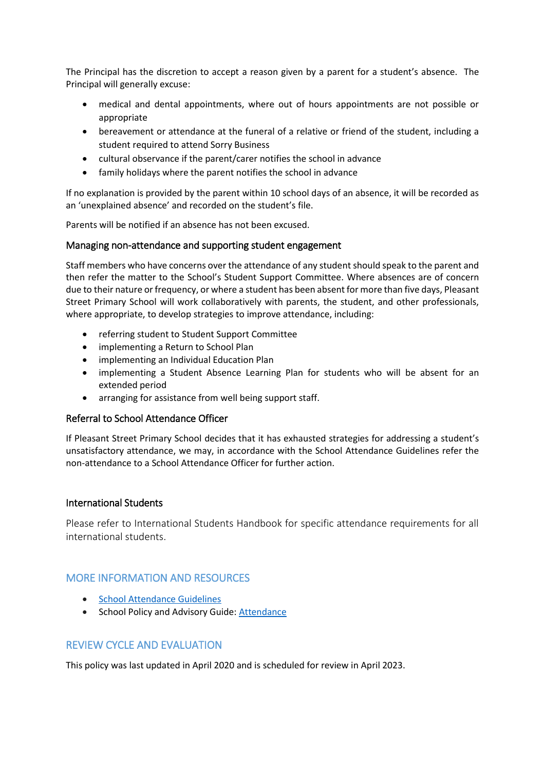The Principal has the discretion to accept a reason given by a parent for a student's absence. The Principal will generally excuse:

- medical and dental appointments, where out of hours appointments are not possible or appropriate
- bereavement or attendance at the funeral of a relative or friend of the student, including a student required to attend Sorry Business
- cultural observance if the parent/carer notifies the school in advance
- family holidays where the parent notifies the school in advance

If no explanation is provided by the parent within 10 school days of an absence, it will be recorded as an 'unexplained absence' and recorded on the student's file.

Parents will be notified if an absence has not been excused.

### Managing non-attendance and supporting student engagement

Staff members who have concerns over the attendance of any student should speak to the parent and then refer the matter to the School's Student Support Committee. Where absences are of concern due to their nature or frequency, or where a student has been absent for more than five days, Pleasant Street Primary School will work collaboratively with parents, the student, and other professionals, where appropriate, to develop strategies to improve attendance, including:

- referring student to Student Support Committee
- implementing a Return to School Plan
- implementing an Individual Education Plan
- implementing a Student Absence Learning Plan for students who will be absent for an extended period
- arranging for assistance from well being support staff.

### Referral to School Attendance Officer

If Pleasant Street Primary School decides that it has exhausted strategies for addressing a student's unsatisfactory attendance, we may, in accordance with the School Attendance Guidelines refer the non-attendance to a School Attendance Officer for further action.

### International Students

Please refer to International Students Handbook for specific attendance requirements for all international students.

## MORE INFORMATION AND RESOURCES

- School Attendance Guidelines
- School Policy and Advisory Guide: Attendance

## REVIEW CYCLE AND EVALUATION

This policy was last updated in April 2020 and is scheduled for review in April 2023.